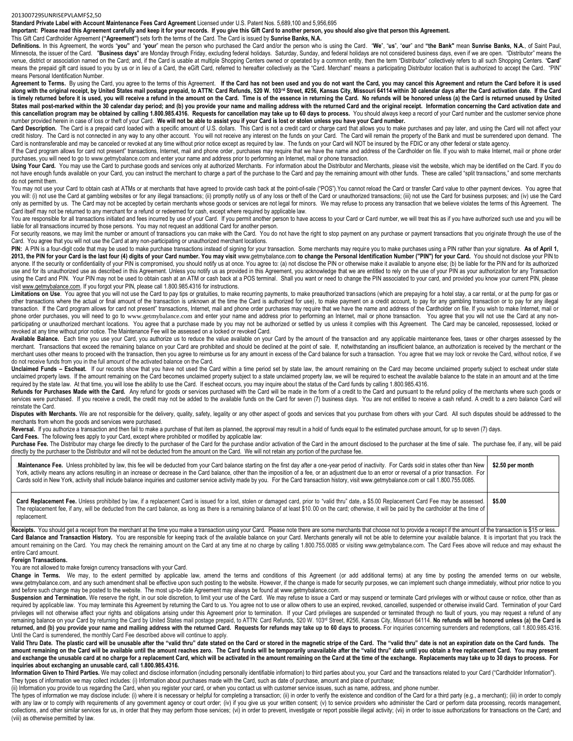201300729SUNRISEPVLAMF$2,50

**Standard Private Label with Account Maintenance Fees Card Agreement** Licensed under U.S. Patent Nos. 5,689,100 and 5,956,695

**Important: Please read this Agreement carefully and keep it for your records. If you give this Gift Card to another person, you should also give that person this Agreement.**

This Gift Card Cardholder Agreement **("Agreement")** sets forth the terms of the Card. The Card is issued by **Sunrise Banks, N.A.**

**Definitions.** In this Agreement, the words "**you"** and "**your**" mean the person who purchased the Card and/or the person who is using the Card. "**We**", "**us**", "**our**" and **"the Bank"** mean **Sunrise Banks, N.A.**, of Saint Paul, Minnesota, the issuer of the Card. "**Business days**" are Monday through Friday, excluding federal holidays. Saturday, Sunday, and federal holidays are not considered business days, even if we are open. "Distributor" means the venue, district or association named on the Card; and, if the Card is usable at multiple Shopping Centers owned or operated by a common entity, then the term "Distributor" collectively refers to all such Shopping Centers. "**Card**" means the prepaid gift card issued to you by us or in lieu of a Card, the eGift Card, referred to hereafter collectively as the "Card. Merchant" means a participating Distributor location that is authorized to accept the Card. "PIN" means Personal Identification Number.

**Agreement to Terms.** By using the Card, you agree to the terms of this Agreement. **If the Card has not been used and you do not want the Card, you may cancel this Agreement and return the Card before it is used along with the original receipt, by United States mail postage prepaid, to ATTN: Card Refunds, 520 W. 103rd Street, #256, Kansas City, Missouri 64114 within 30 calendar days after the Card activation date. If the Card is timely returned before it is used, you will receive a refund in the amount on the Card. Time is of the essence in returning the Card. No refunds will be honored unless (a) the Card is returned unused by United States mail post-marked within the 30 calendar day period; and (b) you provide your name and mailing address with the returned Card and the original receipt. Information concerning the Card activation date and this cancellation program may be obtained by calling 1.800.985.4316. Requests for cancellation may take up to 60 days to process.** You should always keep a record of your Card number and the customer service phone number provided herein in case of loss or theft of your Card. **We will not be able to assist you if your Card is lost or stolen unless you have your Card number.**

**Card Description.** The Card is a prepaid card loaded with a specific amount of U.S. dollars. This Card is not a credit card or charge card that allows you to make purchases and pay later, and using the Card will not affect your credit history. The Card is not connected in any way to any other account. You will not receive any interest on the funds on your Card. The Card will remain the property of the Bank and must be surrendered upon demand. The Card is nontransferable and may be canceled or revoked at any time without prior notice except as required by law. The funds on your Card will NOT be insured by the FDIC or any other federal or state agency.

If the Card program allows for card not present" transactions, Internet, mail and phone order, purchases may require that we have the name and address of the Cardholder on file. If you wish to make Internet, mail or phone order purchases, you will need to go to www.getmybalance.com and enter your name and address prior to performing an Internet, mail or phone transaction.

**Using Your Card.** You may use the Card to purchase goods and services only at authorized Merchants. For information about the Distributor and Merchants, please visit the website, which may be identified on the Card. If you do not have enough funds available on your Card, you can instruct the merchant to charge a part of the purchase to the Card and pay the remaining amount with other funds. These are called "split transactions," and some merchants do not permit them.

You may not use your Card to obtain cash at ATMs or at merchants that have agreed to provide cash back at the point-of-sale ("POS").You cannot reload the Card or transfer Card value to other payment devices. You agree that you will: (i) not use the Card at gambling websites or for any illegal transactions; (ii) promptly notify us of any loss or theft of the Card or unauthorized transactions; (iii) not use the Card for business purposes; and (iv) use the Card only as permitted by us. The Card may not be accepted by certain merchants whose goods or services are not legal for minors. We may refuse to process any transaction that we believe violates the terms of this Agreement. The Card itself may not be returned to any merchant for a refund or redeemed for cash, except where required by applicable law.

You are responsible for all transactions initiated and fees incurred by use of your Card. If you permit another person to have access to your Card or Card number, we will treat this as if you have authorized such use and you will be liable for all transactions incurred by those persons. You may not request an additional Card for another person.

For security reasons, we may limit the number or amount of transactions you can make with the Card. You do not have the right to stop payment on any purchase or payment transactions that you originate through the use of the Card. You agree that you will not use the Card at any non-participating or unauthorized merchant locations.

**PIN:** A PIN is a four-digit code that may be used to make purchase transactions instead of signing for your transaction. Some merchants may require you to make purchases using a PIN rather than your signature. **As of April 1, 2013, the PIN for your Card is the last four (4) digits of your Card number. You may visit** www.getmybalance.com **to change the Personal Identification Number ("PIN") for your Card.** You should not disclose your PIN to anyone. If the security or confidentiality of your PIN is compromised, you should notify us at once. You agree to: (a) not disclose the PIN or otherwise make it available to anyone else; (b) be liable for the PIN and for its authorized use and for its unauthorized use as described in this Agreement. Unless you notify us as provided in this Agreement, you acknowledge that we are entitled to rely on the use of your PIN as your authorization for any Transaction using the Card and PIN. Your PIN may not be used to obtain cash at an ATM or cash back at a POS terminal. Shall you want or need to change the PIN associated to your card, and provided you know your current PIN, please visit www.getmybalance.com. If you forgot your PIN, please call 1.800.985.4316 for instructions.

**Limitations on Use**. You agree that you will not use the Card to pay tips or gratuities, to make recurring payments, to make preauthorized transactions (which are prepaying for a hotel stay, a car rental, or at the pump for gas or other transactions where the actual or final amount of the transaction is unknown at the time the Card is authorized for use), to make payment on a credit account, to pay for any gambling transaction or to pay for any illegal transaction. If the Card program allows for card not present" transactions, Internet, mail and phone order purchases may require that we have the name and address of the Cardholder on file. If you wish to make Internet, mail or phone order purchases, you will need to go to www.getmybalance.com and enter your name and address prior to performing an Internet, mail or phone transaction. You agree that you will not use the Card at any non-participating or unauthorized merchant locations. You agree that a purchase made by you may not be authorized or settled by us unless it complies with this Agreement. The Card may be canceled, repossessed, locked or revoked at any time without prior notice. The Maintenance Fee will be assessed on a locked or revoked Card.

**Available Balance.** Each time you use your Card, you authorize us to reduce the value available on your Card by the amount of the transaction and any applicable maintenance fees, taxes or other charges assessed by the merchant. Transactions that exceed the remaining balance on your Card are prohibited and should be declined at the point of sale. If, notwithstanding an insufficient balance, an authorization is received by the merchant or the merchant uses other means to proceed with the transaction, then you agree to reimburse us for any amount in excess of the Card balance for such a transaction. You agree that we may lock or revoke the Card, without notice, if we do not receive funds from you in the full amount of the activated balance on the Card.

**Unclaimed Funds – Escheat.** If our records show that you have not used the Card within a time period set by state law, the amount remaining on the Card may become unclaimed property subject to escheat under state unclaimed property laws. If the amount remaining on the Card becomes unclaimed property subject to a state unclaimed property law, we will be required to escheat the available balance to the state in an amount and at the time required by the state law. At that time, you will lose the ability to use the Card. If escheat occurs, you may inquire about the status of the Card funds by calling 1.800.985.4316.

**Refunds for Purchases Made with the Card.** Any refund for goods or services purchased with the Card will be made in the form of a credit to the Card and pursuant to the refund policy of the merchants where such goods or services were purchased. If you receive a credit, the credit may not be added to the available funds on the Card for seven (7) business days. You are not entitled to receive a cash refund. A credit to a zero balance Card will reinstate the Card.

**Disputes with Merchants.** We are not responsible for the delivery, quality, safety, legality or any other aspect of goods and services that you purchase from others with your Card. All such disputes should be addressed to the merchants from whom the goods and services were purchased.

**Reversal.** If you authorize a transaction and then fail to make a purchase of that item as planned, the approval may result in a hold of funds equal to the estimated purchase amount, for up to seven (7) days.

**Card Fees.** The following fees apply to your Card, except where prohibited or modified by applicable law:

**Purchase Fee.** The Distributor may charge fee directly to the purchaser of the Card for the purchase and/or activation of the Card in the amount disclosed to the purchaser at the time of sale. The purchase fee, if any, will be paid directly by the purchaser to the Distributor and will not be deducted from the amount on the Card. We will not retain any portion of the purchase fee.

| | |
|---|---|
| .**Maintenance Fee.** Unless prohibited by law, this fee will be deducted from your Card balance starting on the first day after a one-year period of inactivity. For Cards sold in states other than New York, activity means any actions resulting in an increase or decrease in the Card balance, other than the imposition of a fee, or an adjustment due to an error or reversal of a prior transaction. For Cards sold in New York, activity shall include balance inquiries and customer service activity made by you. For the Card transaction history, visit www.getmybalance.com or call 1.800.755.0085. | **$2.50 per month** |
| **Card Replacement Fee.** Unless prohibited by law, if a replacement Card is issued for a lost, stolen or damaged card, prior to "valid thru" date, a $5.00 Replacement Card Fee may be assessed. The replacement fee, if any, will be deducted from the card balance, as long as there is a remaining balance of at least $10.00 on the card; otherwise, it will be paid by the cardholder at the time of replacement. | **$5.00** |

**Receipts.** You should get a receipt from the merchant at the time you make a transaction using your Card. Please note there are some merchants that choose not to provide a receipt if the amount of the transaction is $15 or less.

**Card Balance and Transaction History.** You are responsible for keeping track of the available balance on your Card. Merchants generally will not be able to determine your available balance. It is important that you track the amount remaining on the Card. You may check the remaining amount on the Card at any time at no charge by calling 1.800.755.0085 or visiting www.getmybalance.com. The Card Fees above will reduce and may exhaust the entire Card amount.

**Foreign Transactions.**

You are not allowed to make foreign currency transactions with your Card.

**Change in Terms.** We may, to the extent permitted by applicable law, amend the terms and conditions of this Agreement (or add additional terms) at any time by posting the amended terms on our website, www.getmybalance.com, and any such amendment shall be effective upon such posting to the website. However, if the change is made for security purposes, we can implement such change immediately, without prior notice to you and before such change may be posted to the website. The most up-to-date Agreement may always be found at www.getmybalance.com.

**Suspension and Termination.** We reserve the right, in our sole discretion, to limit your use of the Card. We may refuse to issue a Card or may suspend or terminate Card privileges with or without cause or notice, other than as required by applicable law. You may terminate this Agreement by returning the Card to us. You agree not to use or allow others to use an expired, revoked, cancelled, suspended or otherwise invalid Card. Termination of your Card privileges will not otherwise affect your rights and obligations arising under this Agreement prior to termination. If your Card privileges are suspended or terminated through no fault of yours, you may request a refund of any remaining balance on your Card by returning the Card by United States mail postage prepaid, to ATTN: Card Refunds, 520 W. 103rd Street, #256, Kansas City, Missouri 64114. **No refunds will be honored unless (a) the Card is returned, and (b) you provide your name and mailing address with the returned Card. Requests for refunds may take up to 60 days to process.** For inquiries concerning surrenders and redemptions, call 1.800.985.4316. Until the Card is surrendered, the monthly Card Fee described above will continue to apply.

**Valid Thru Date. The plastic card will be unusable after the "valid thru" date stated on the Card or stored in the magnetic stripe of the Card. The "valid thru" date is not an expiration date on the Card funds. The amount remaining on the Card will be available until the amount reaches zero. The Card funds will be temporarily unavailable after the "valid thru" date until you obtain a free replacement Card. You may present and exchange the unusable card at no charge for a replacement Card, which will be activated in the amount remaining on the Card at the time of the exchange. Replacements may take up to 30 days to process. For inquiries about exchanging an unusable card, call 1.800.985.4316.**

**Information Given to Third Parties.** We may collect and disclose information (including personally identifiable information) to third parties about you, your Card and the transactions related to your Card ("Cardholder Information"). They types of information we may collect includes: (i) Information about purchases made with the Card, such as date of purchase, amount and place of purchase;

(ii) Information you provide to us regarding the Card, when you register your card, or when you contact us with customer service issues, such as name, address, and phone number.

The types of information we may disclose include: (i) where it is necessary or helpful for completing a transaction; (ii) in order to verify the existence and condition of the Card for a third party (e.g., a merchant); (iii) in order to comply with any law or to comply with requirements of any government agency or court order; (iv) if you give us your written consent; (v) to service providers who administer the Card or perform data processing, records management, collections, and other similar services for us, in order that they may perform those services; (vi) in order to prevent, investigate or report possible illegal activity; (vii) in order to issue authorizations for transactions on the Card; and (viii) as otherwise permitted by law.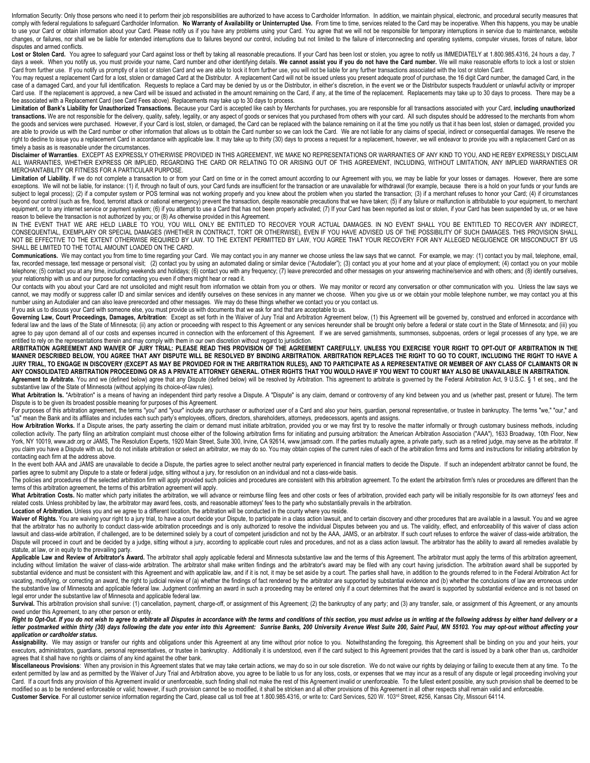Information Security: Only those persons who need it to perform their job responsibilities are authorized to have access to Cardholder Information. In addition, we maintain physical, electronic, and procedural security measures that comply with federal regulations to safeguard Cardholder Information. **No Warranty of Availability or Uninterrupted Use.** From time to time, services related to the Card may be inoperative. When this happens, you may be unable to use your Card or obtain information about your Card. Please notify us if you have any problems using your Card. You agree that we will not be responsible for temporary interruptions in service due to maintenance, website changes, or failures, nor shall we be liable for extended interruptions due to failures beyond our control, including but not limited to the failure of interconnecting and operating systems, computer viruses, forces of nature, labor disputes and armed conflicts.

**Lost or Stolen Card.** You agree to safeguard your Card against loss or theft by taking all reasonable precautions. If your Card has been lost or stolen, you agree to notify us IMMEDIATELY at 1.800.985.4316, 24 hours a day, 7 days a week. When you notify us, you must provide your name, Card number and other identifying details. **We cannot assist you if you do not have the Card number.** We will make reasonable efforts to lock a lost or stolen Card from further use. If you notify us promptly of a lost or stolen Card and we are able to lock it from further use, you will not be liable for any further transactions associated with the lost or stolen Card.

You may request a replacement Card for a lost, stolen or damaged Card at the Distributor. A replacement Card will not be issued unless you present adequate proof of purchase, the 16 digit Card number, the damaged Card, in the case of a damaged Card, and your full identification. Requests to replace a Card may be denied by us or the Distributor, in either's discretion, in the event we or the Distributor suspects fraudulent or unlawful activity or improper Card use. If the replacement is approved, a new Card will be issued and activated in the amount remaining on the Card, if any, at the time of the replacement. Replacements may take up to 30 days to process. There may be a fee associated with a Replacement Card (see Card Fees above). Replacements may take up to 30 days to process.

**Limitation of Bank's Liability for Unauthorized Transactions.** Because your Card is accepted like cash by Merchants for purchases, you are responsible for all transactions associated with your Card, **including unauthorized transactions.** We are not responsible for the delivery, quality, safety, legality, or any aspect of goods or services that you purchased from others with your card. All such disputes should be addressed to the merchants from whom the goods and services were purchased. However, if your Card is lost, stolen, or damaged, the Card can be replaced with the balance remaining on it at the time you notify us that it has been lost, stolen or damaged, provided you are able to provide us with the Card number or other information that allows us to obtain the Card number so we can lock the Card. We are not liable for any claims of special, indirect or consequential damages. We reserve the right to decline to issue you a replacement Card in accordance with applicable law. It may take up to thirty (30) days to process a request for a replacement, however, we will endeavor to provide you with a replacement Card on as timely a basis as is reasonable under the circumstances.

**Disclaimer of Warranties**. EXCEPT AS EXPRESSLY OTHERWISE PROVIDED IN THIS AGREEMENT, WE MAKE NO REPRESENTATIONS OR WARRANTIES OF ANY KIND TO YOU, AND HEREBY EXPRESSLY DISCLAIM ALL WARRANTIES, WHETHER EXPRESS OR IMPLIED, REGARDING THE CARD OR RELATING TO OR ARISING OUT OF THIS AGREEMENT, INCLUDING, WITHOUT LIMITATION, ANY IMPLIED WARRANTIES OR MERCHANTABILITY OR FITNESS FOR A PARTICULAR PURPOSE.

**Limitation of Liability.** If we do not complete a transaction to or from your Card on time or in the correct amount according to our Agreement with you, we may be liable for your losses or damages. However, there are some exceptions. We will not be liable, for instance: (1) if, through no fault of ours, your Card funds are insufficient for the transaction or are unavailable for withdrawal (for example, because there is a hold on your funds or your funds are subject to legal process); (2) if a computer system or POS terminal was not working properly and you knew about the problem when you started the transaction; (3) if a merchant refuses to honor your Card; (4) if circumstances beyond our control (such as fire, flood, terrorist attack or national emergency) prevent the transaction, despite reasonable precautions that we have taken; (5) if any failure or malfunction is attributable to your equipment, to merchant equipment, or to any internet service or payment system; (6) if you attempt to use a Card that has not been properly activated; (7) If your Card has been reported as lost or stolen, if your Card has been suspended by us, or we have reason to believe the transaction is not authorized by you; or (8) As otherwise provided in this Agreement.

IN THE EVENT THAT WE ARE HELD LIABLE TO YOU, YOU WILL ONLY BE ENTITLED TO RECOVER YOUR ACTUAL DAMAGES. IN NO EVENT SHALL YOU BE ENTITLED TO RECOVER ANY INDIRECT, CONSEQUENTIAL, EXEMPLARY OR SPECIAL DAMAGES (WHETHER IN CONTRACT, TORT OR OTHERWISE), EVEN IF YOU HAVE ADVISED US OF THE POSSIBILITY OF SUCH DAMAGES. THIS PROVISION SHALL NOT BE EFFECTIVE TO THE EXTENT OTHERWISE REQUIRED BY LAW. TO THE EXTENT PERMITTED BY LAW, YOU AGREE THAT YOUR RECOVERY FOR ANY ALLEGED NEGLIGENCE OR MISCONDUCT BY US SHALL BE LIMITED TO THE TOTAL AMOUNT LOADED ON THE CARD.

**Communications.** We may contact you from time to time regarding your Card. We may contact you in any manner we choose unless the law says that we cannot. For example, we may: (1) contact you by mail, telephone, email, fax, recorded message, text message or personal visit; (2) contact you by using an automated dialing or similar device ("Autodialer"); (3) contact you at your home and at your place of employment; (4) contact you on your mobile telephone; (5) contact you at any time, including weekends and holidays; (6) contact you with any frequency; (7) leave prerecorded and other messages on your answering machine/service and with others; and (8) identify ourselves, your relationship with us and our purpose for contacting you even if others might hear or read it.

Our contacts with you about your Card are not unsolicited and might result from information we obtain from you or others. We may monitor or record any conversation or other communication with you. Unless the law says we cannot, we may modify or suppress caller ID and similar services and identify ourselves on these services in any manner we choose. When you give us or we obtain your mobile telephone number, we may contact you at this number using an Autodialer and can also leave prerecorded and other messages. We may do these things whether we contact you or you contact us.

If you ask us to discuss your Card with someone else, you must provide us with documents that we ask for and that are acceptable to us.

**Governing Law, Court Proceedings, Damages, Arbitration**: Except as set forth in the Waiver of Jury Trial and Arbitration Agreement below, (1) this Agreement will be governed by, construed and enforced in accordance with federal law and the laws of the State of Minnesota; (ii) any action or proceeding with respect to this Agreement or any services hereunder shall be brought only before a federal or state court in the State of Minnesota; and (iii) you agree to pay upon demand all of our costs and expenses incurred in connection with the enforcement of this Agreement. If we are served garnishments, summonses, subpoenas, orders or legal processes of any type, we are entitled to rely on the representations therein and may comply with them in our own discretion without regard to jurisdiction.

**ARBITRATION AGREEMENT AND WAIVER OF JURY TRIAL: PLEASE READ THIS PROVISION OF THE AGREEMENT CAREFULLY. UNLESS YOU EXERCISE YOUR RIGHT TO OPT-OUT OF ARBITRATION IN THE MANNER DESCRIBED BELOW, YOU AGREE THAT ANY DISPUTE WILL BE RESOLVED BY BINDING ARBITRATION. ARBITRATION REPLACES THE RIGHT TO GO TO COURT, INCLUDING THE RIGHT TO HAVE A JURY TRIAL, TO ENGAGE IN DISCOVERY (EXCEPT AS MAY BE PROVIDED FOR IN THE ARBITRATION RULES), AND TO PARTICIPATE AS A REPRESENTATIVE OR MEMBER OF ANY CLASS OF CLAIMANTS OR IN ANY CONSOLIDATED ARBITRATION PROCEEDING OR AS A PRIVATE ATTORNEY GENERAL. OTHER RIGHTS THAT YOU WOULD HAVE IF YOU WENT TO COURT MAY ALSO BE UNAVAILABLE IN ARBITRATION.**

**Agreement to Arbitrate.** You and we (defined below) agree that any Dispute (defined below) will be resolved by Arbitration. This agreement to arbitrate is governed by the Federal Arbitration Act, 9 U.S.C. § 1 et seq., and the substantive law of the State of Minnesota (without applying its choice-of-law rules).

**What Arbitration Is.** "Arbitration" is a means of having an independent third party resolve a Dispute. A "Dispute" is any claim, demand or controversy of any kind between you and us (whether past, present or future). The term Dispute is to be given its broadest possible meaning for purposes of this Agreement.

For purposes of this arbitration agreement, the terms "you" and "your" include any purchaser or authorized user of a Card and also your heirs, guardian, personal representative, or trustee in bankruptcy. The terms "we," "our," and "us" mean the Bank and its affiliates and includes each such party's employees, officers, directors, shareholders, attorneys, predecessors, agents and assigns.

**How Arbitration Works.** If a Dispute arises, the party asserting the claim or demand must initiate arbitration, provided you or we may first try to resolve the matter informally or through customary business methods, including collection activity. The party filing an arbitration complaint must choose either of the following arbitration firms for initiating and pursuing arbitration: the American Arbitration Association ("AAA"), 1633 Broadway, 10th Floor, New York, NY 10019, www.adr.org or JAMS, The Resolution Experts, 1920 Main Street, Suite 300, Irvine, CA 92614, www.jamsadr.com. If the parties mutually agree, a private party, such as a retired judge, may serve as the arbitrator. If you claim you have a Dispute with us, but do not initiate arbitration or select an arbitrator, we may do so. You may obtain copies of the current rules of each of the arbitration firms and forms and instructions for initiating arbitration by contacting each firm at the address above.

In the event both AAA and JAMS are unavailable to decide a Dispute, the parties agree to select another neutral party experienced in financial matters to decide the Dispute. If such an independent arbitrator cannot be found, the parties agree to submit any Dispute to a state or federal judge, sitting without a jury, for resolution on an individual and not a class-wide basis.

The policies and procedures of the selected arbitration firm will apply provided such policies and procedures are consistent with this arbitration agreement. To the extent the arbitration firm's rules or procedures are different than the terms of this arbitration agreement, the terms of this arbitration agreement will apply.

**What Arbitration Costs.** No matter which party initiates the arbitration, we will advance or reimburse filing fees and other costs or fees of arbitration, provided each party will be initially responsible for its own attorneys' fees and related costs. Unless prohibited by law, the arbitrator may award fees, costs, and reasonable attorneys' fees to the party who substantially prevails in the arbitration.

**Location of Arbitration.** Unless you and we agree to a different location, the arbitration will be conducted in the county where you reside.

**Waiver of Rights.** You are waiving your right to a jury trial, to have a court decide your Dispute, to participate in a class action lawsuit, and to certain discovery and other procedures that are available in a lawsuit. You and we agree that the arbitrator has no authority to conduct class-wide arbitration proceedings and is only authorized to resolve the individual Disputes between you and us. The validity, effect, and enforceability of this waiver of class action lawsuit and class-wide arbitration, if challenged, are to be determined solely by a court of competent jurisdiction and not by the AAA, JAMS, or an arbitrator. If such court refuses to enforce the waiver of class-wide arbitration, the Dispute will proceed in court and be decided by a judge, sitting without a jury, according to applicable court rules and procedures, and not as a class action lawsuit. The arbitrator has the ability to award all remedies available by statute, at law, or in equity to the prevailing party.

**Applicable Law and Review of Arbitrator's Award.** The arbitrator shall apply applicable federal and Minnesota substantive law and the terms of this Agreement. The arbitrator must apply the terms of this arbitration agreement, including without limitation the waiver of class-wide arbitration. The arbitrator shall make written findings and the arbitrator's award may be filed with any court having jurisdiction. The arbitration award shall be supported by substantial evidence and must be consistent with this Agreement and with applicable law, and if it is not, it may be set aside by a court. The parties shall have, in addition to the grounds referred to in the Federal Arbitration Act for vacating, modifying, or correcting an award, the right to judicial review of (a) whether the findings of fact rendered by the arbitrator are supported by substantial evidence and (b) whether the conclusions of law are erroneous under the substantive law of Minnesota and applicable federal law. Judgment confirming an award in such a proceeding may be entered only if a court determines that the award is supported by substantial evidence and is not based on legal error under the substantive law of Minnesota and applicable federal law.

**Survival.** This arbitration provision shall survive: (1) cancellation, payment, charge-off, or assignment of this Agreement; (2) the bankruptcy of any party; and (3) any transfer, sale, or assignment of this Agreement, or any amounts owed under this Agreement, to any other person or entity.

***Right to Opt-Out. If you do not wish to agree to arbitrate all Disputes in accordance with the terms and conditions of this section, you must advise us in writing at the following address by either hand delivery or a letter postmarked within thirty (30) days following the date you enter into this Agreement: Sunrise Banks, 200 University Avenue West Suite 200, Saint Paul, MN 55103. You may opt-out without affecting your application or cardholder status.***

**Assignability.** We may assign or transfer our rights and obligations under this Agreement at any time without prior notice to you. Notwithstanding the foregoing, this Agreement shall be binding on you and your heirs, your executors, administrators, guardians, personal representatives, or trustee in bankruptcy. Additionally it is understood, even if the card subject to this Agreement provides that the card is issued by a bank other than us, cardholder agrees that it shall have no rights or claims of any kind against the other bank.

**Miscellaneous Provisions**: When any provision in this Agreement states that we may take certain actions, we may do so in our sole discretion. We do not waive our rights by delaying or failing to execute them at any time. To the extent permitted by law and as permitted by the Waiver of Jury Trial and Arbitration above, you agree to be liable to us for any loss, costs, or expenses that we may incur as a result of any dispute or legal proceeding involving your Card. If a court finds any provision of this Agreement invalid or unenforceable, such finding shall not make the rest of this Agreement invalid or unenforceable. To the fullest extent possible, any such provision shall be deemed to be modified so as to be rendered enforceable or valid; however, if such provision cannot be so modified, it shall be stricken and all other provisions of this Agreement in all other respects shall remain valid and enforceable.

**Customer Service**. For all customer service information regarding the Card, please call us toll free at 1.800.985.4316, or write to: Card Services, 520 W. 103rd Street, #256, Kansas City, Missouri 64114.